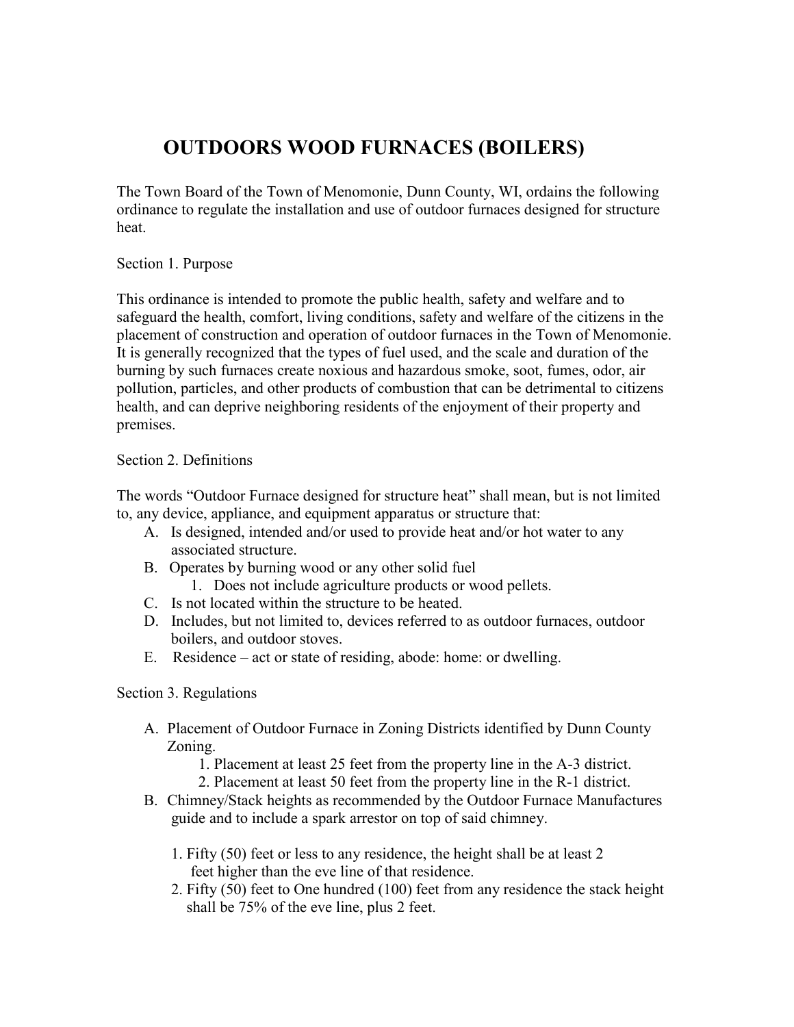# OUTDOORS WOOD FURNACES (BOILERS)

The Town Board of the Town of Menomonie, Dunn County, WI, ordains the following ordinance to regulate the installation and use of outdoor furnaces designed for structure heat.

Section 1. Purpose

This ordinance is intended to promote the public health, safety and welfare and to safeguard the health, comfort, living conditions, safety and welfare of the citizens in the placement of construction and operation of outdoor furnaces in the Town of Menomonie. It is generally recognized that the types of fuel used, and the scale and duration of the burning by such furnaces create noxious and hazardous smoke, soot, fumes, odor, air pollution, particles, and other products of combustion that can be detrimental to citizens health, and can deprive neighboring residents of the enjoyment of their property and premises.

Section 2. Definitions

The words "Outdoor Furnace designed for structure heat" shall mean, but is not limited to, any device, appliance, and equipment apparatus or structure that:

A. Is designed, intended and/or used to provide heat and/or hot water to any associated structure.
B. Operates by burning wood or any other solid fuel
   1. Does not include agriculture products or wood pellets.
C. Is not located within the structure to be heated.
D. Includes, but not limited to, devices referred to as outdoor furnaces, outdoor boilers, and outdoor stoves.
E. Residence – act or state of residing, abode: home: or dwelling.

Section 3. Regulations

A. Placement of Outdoor Furnace in Zoning Districts identified by Dunn County Zoning.
   1. Placement at least 25 feet from the property line in the A-3 district.
   2. Placement at least 50 feet from the property line in the R-1 district.
B. Chimney/Stack heights as recommended by the Outdoor Furnace Manufactures guide and to include a spark arrestor on top of said chimney.
   1. Fifty (50) feet or less to any residence, the height shall be at least 2 feet higher than the eve line of that residence.
   2. Fifty (50) feet to One hundred (100) feet from any residence the stack height shall be 75% of the eve line, plus 2 feet.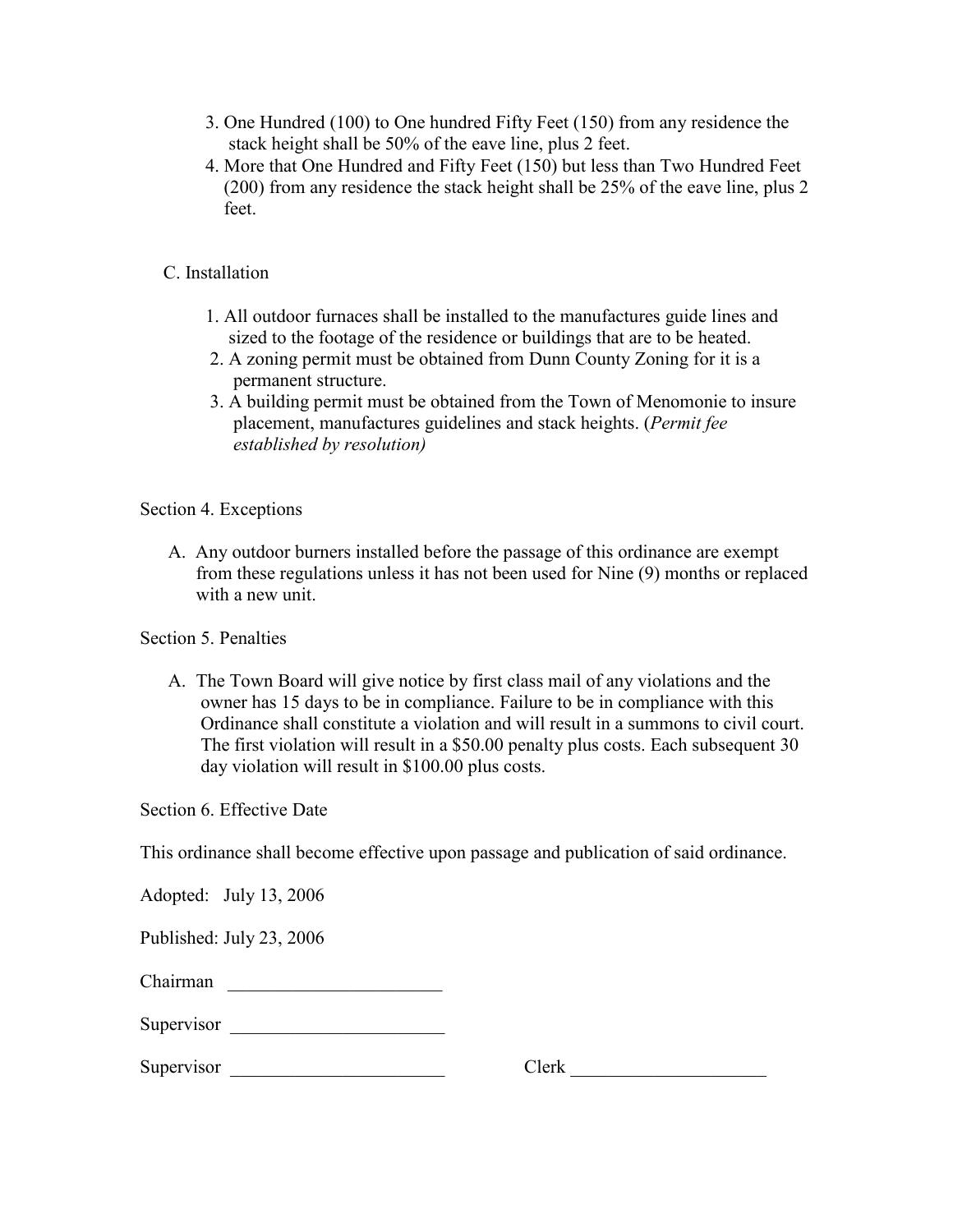3. One Hundred (100) to One hundred Fifty Feet (150) from any residence the stack height shall be 50% of the eave line, plus 2 feet.
4. More that One Hundred and Fifty Feet (150) but less than Two Hundred Feet (200) from any residence the stack height shall be 25% of the eave line, plus 2 feet.

C. Installation

1. All outdoor furnaces shall be installed to the manufactures guide lines and sized to the footage of the residence or buildings that are to be heated.
2. A zoning permit must be obtained from Dunn County Zoning for it is a permanent structure.
3. A building permit must be obtained from the Town of Menomonie to insure placement, manufactures guidelines and stack heights. (*Permit fee established by resolution)*

Section 4. Exceptions

A. Any outdoor burners installed before the passage of this ordinance are exempt from these regulations unless it has not been used for Nine (9) months or replaced with a new unit.

Section 5. Penalties

A. The Town Board will give notice by first class mail of any violations and the owner has 15 days to be in compliance. Failure to be in compliance with this Ordinance shall constitute a violation and will result in a summons to civil court. The first violation will result in a $50.00 penalty plus costs. Each subsequent 30 day violation will result in $100.00 plus costs.

Section 6. Effective Date

This ordinance shall become effective upon passage and publication of said ordinance.

Adopted: July 13, 2006

Published: July 23, 2006

Chairman \_\_\_\_\_\_\_\_\_\_\_\_\_\_\_\_\_\_\_\_\_\_\_

Supervisor \_\_\_\_\_\_\_\_\_\_\_\_\_\_\_\_\_\_\_\_\_\_\_

Supervisor \_\_\_\_\_\_\_\_\_\_\_\_\_\_\_\_\_\_\_\_\_\_\_ Clerk \_\_\_\_\_\_\_\_\_\_\_\_\_\_\_\_\_\_\_\_\_